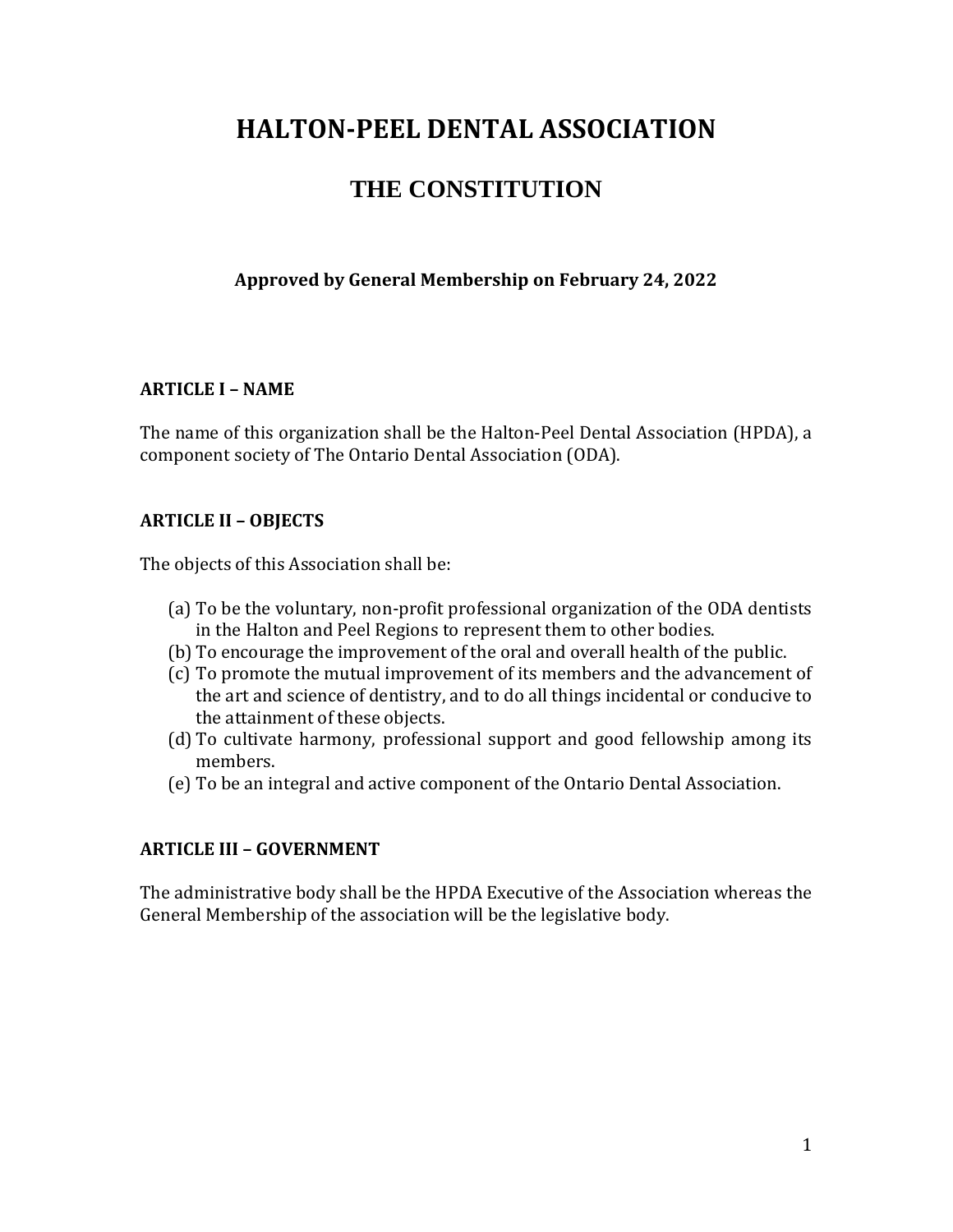# HALTON-PEEL DENTAL ASSOCIATION

## THE CONSTITUTION

**Approved by General Membership on February 24, 2022**

### ARTICLE I – NAME

The name of this organization shall be the Halton-Peel Dental Association (HPDA), a component society of The Ontario Dental Association (ODA).

### ARTICLE II – OBJECTS

The objects of this Association shall be:

(a) To be the voluntary, non-profit professional organization of the ODA dentists in the Halton and Peel Regions to represent them to other bodies.
(b) To encourage the improvement of the oral and overall health of the public.
(c) To promote the mutual improvement of its members and the advancement of the art and science of dentistry, and to do all things incidental or conducive to the attainment of these objects.
(d) To cultivate harmony, professional support and good fellowship among its members.
(e) To be an integral and active component of the Ontario Dental Association.

### ARTICLE III – GOVERNMENT

The administrative body shall be the HPDA Executive of the Association whereas the General Membership of the association will be the legislative body.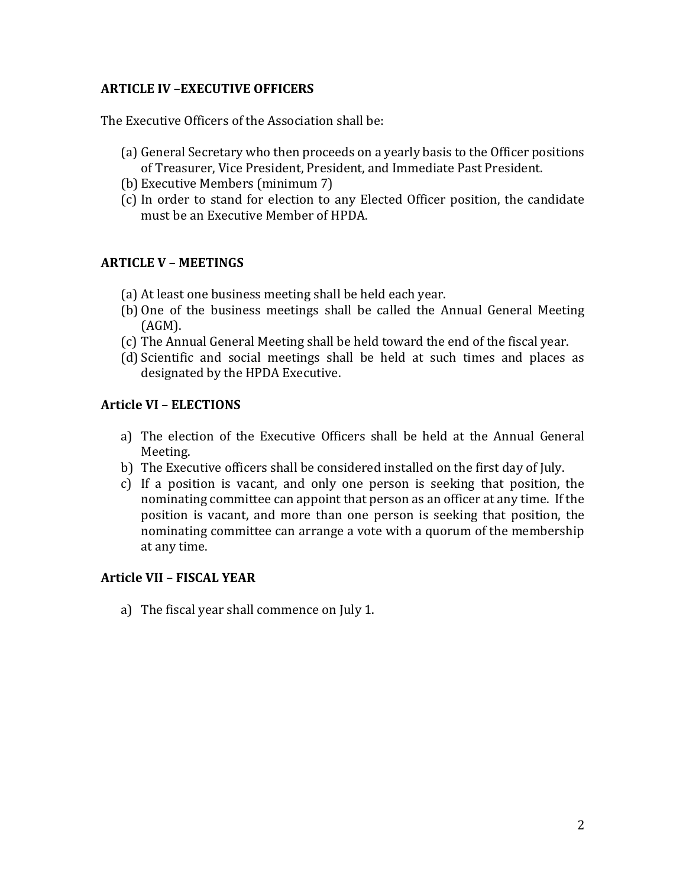## ARTICLE IV –EXECUTIVE OFFICERS

The Executive Officers of the Association shall be:

(a) General Secretary who then proceeds on a yearly basis to the Officer positions of Treasurer, Vice President, President, and Immediate Past President.
(b) Executive Members (minimum 7)
(c) In order to stand for election to any Elected Officer position, the candidate must be an Executive Member of HPDA.

## ARTICLE V – MEETINGS

(a) At least one business meeting shall be held each year.
(b) One of the business meetings shall be called the Annual General Meeting (AGM).
(c) The Annual General Meeting shall be held toward the end of the fiscal year.
(d) Scientific and social meetings shall be held at such times and places as designated by the HPDA Executive.

## Article VI – ELECTIONS

a) The election of the Executive Officers shall be held at the Annual General Meeting.
b) The Executive officers shall be considered installed on the first day of July.
c) If a position is vacant, and only one person is seeking that position, the nominating committee can appoint that person as an officer at any time. If the position is vacant, and more than one person is seeking that position, the nominating committee can arrange a vote with a quorum of the membership at any time.

## Article VII – FISCAL YEAR

a) The fiscal year shall commence on July 1.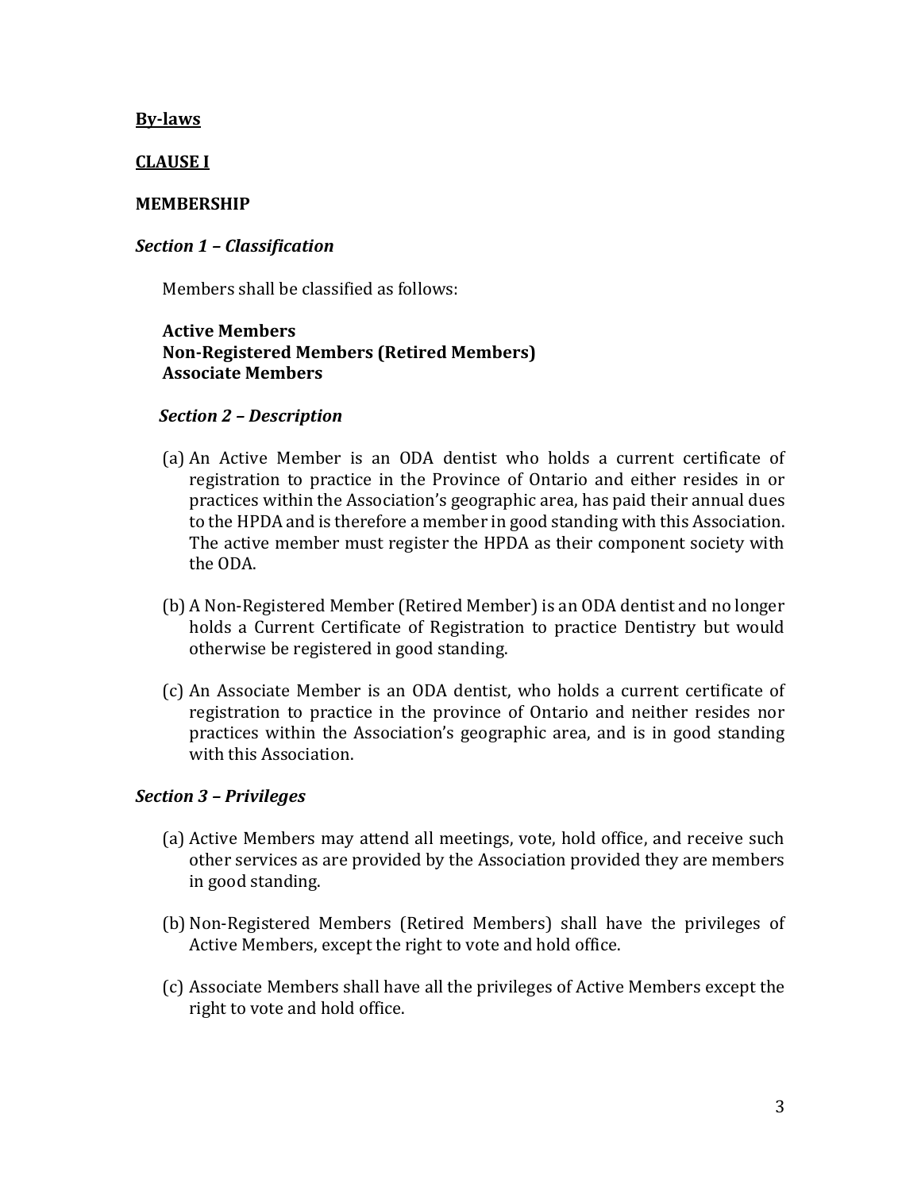**By-laws**

**CLAUSE I**

**MEMBERSHIP**

***Section 1 – Classification***

Members shall be classified as follows:

**Active Members**
**Non-Registered Members (Retired Members)**
**Associate Members**

***Section 2 – Description***

(a) An Active Member is an ODA dentist who holds a current certificate of registration to practice in the Province of Ontario and either resides in or practices within the Association's geographic area, has paid their annual dues to the HPDA and is therefore a member in good standing with this Association. The active member must register the HPDA as their component society with the ODA.

(b) A Non-Registered Member (Retired Member) is an ODA dentist and no longer holds a Current Certificate of Registration to practice Dentistry but would otherwise be registered in good standing.

(c) An Associate Member is an ODA dentist, who holds a current certificate of registration to practice in the province of Ontario and neither resides nor practices within the Association's geographic area, and is in good standing with this Association.

***Section 3 – Privileges***

(a) Active Members may attend all meetings, vote, hold office, and receive such other services as are provided by the Association provided they are members in good standing.

(b) Non-Registered Members (Retired Members) shall have the privileges of Active Members, except the right to vote and hold office.

(c) Associate Members shall have all the privileges of Active Members except the right to vote and hold office.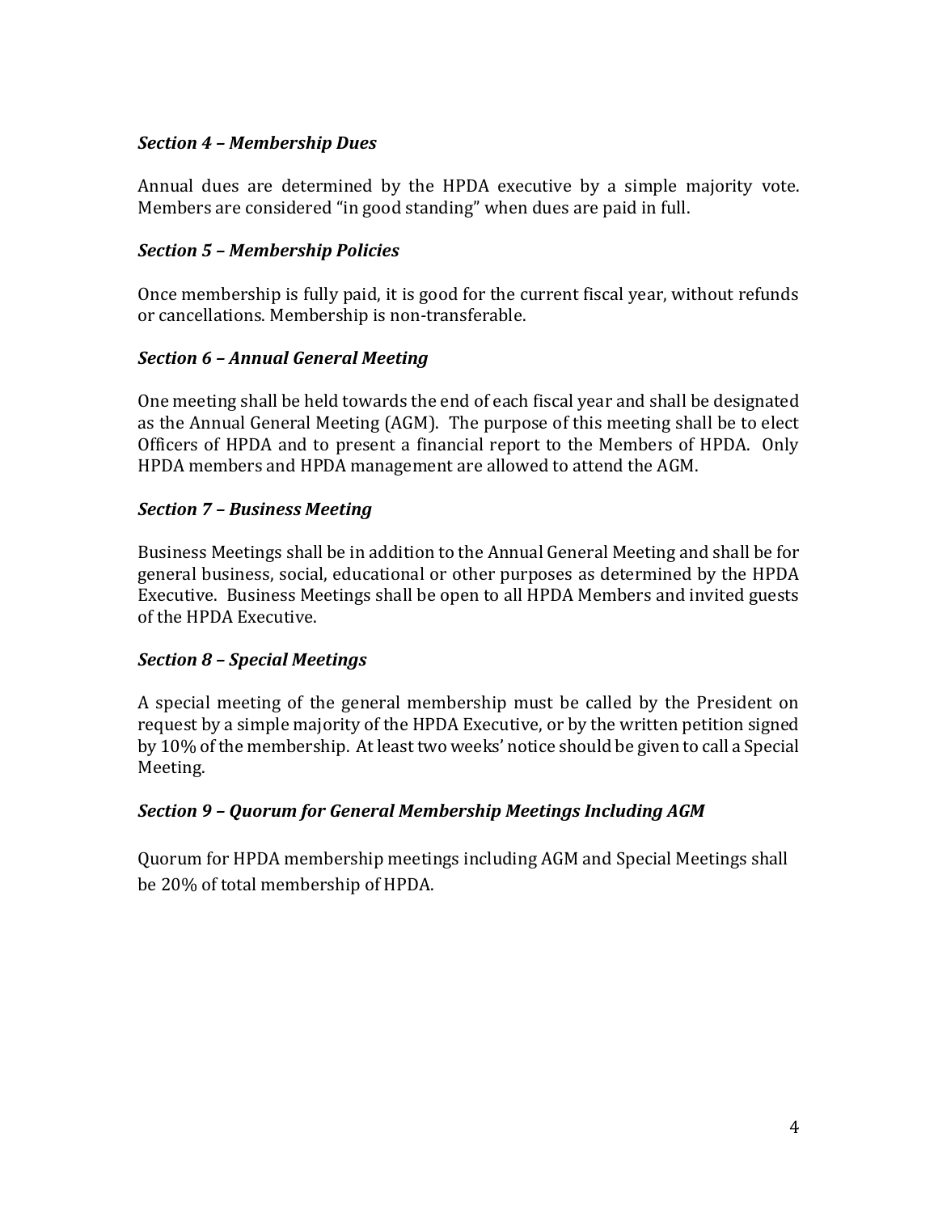### *Section 4 – Membership Dues*

Annual dues are determined by the HPDA executive by a simple majority vote. Members are considered "in good standing" when dues are paid in full.

### *Section 5 – Membership Policies*

Once membership is fully paid, it is good for the current fiscal year, without refunds or cancellations. Membership is non-transferable.

### *Section 6 – Annual General Meeting*

One meeting shall be held towards the end of each fiscal year and shall be designated as the Annual General Meeting (AGM). The purpose of this meeting shall be to elect Officers of HPDA and to present a financial report to the Members of HPDA. Only HPDA members and HPDA management are allowed to attend the AGM.

### *Section 7 – Business Meeting*

Business Meetings shall be in addition to the Annual General Meeting and shall be for general business, social, educational or other purposes as determined by the HPDA Executive. Business Meetings shall be open to all HPDA Members and invited guests of the HPDA Executive.

### *Section 8 – Special Meetings*

A special meeting of the general membership must be called by the President on request by a simple majority of the HPDA Executive, or by the written petition signed by 10% of the membership. At least two weeks' notice should be given to call a Special Meeting.

### *Section 9 – Quorum for General Membership Meetings Including AGM*

Quorum for HPDA membership meetings including AGM and Special Meetings shall be 20% of total membership of HPDA.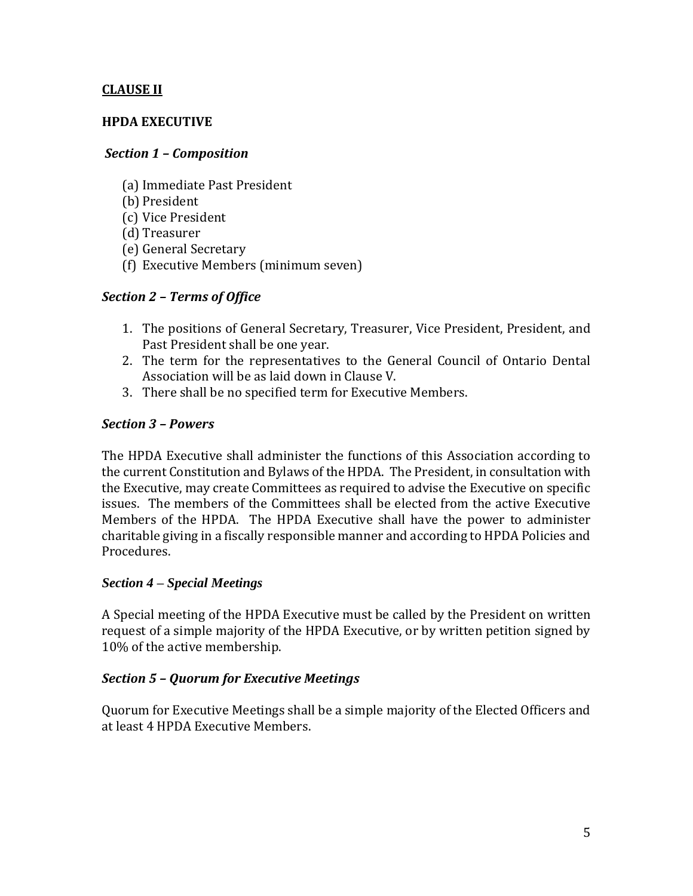## CLAUSE II

### HPDA EXECUTIVE

***Section 1 – Composition***

(a) Immediate Past President
(b) President
(c) Vice President
(d) Treasurer
(e) General Secretary
(f) Executive Members (minimum seven)

***Section 2 – Terms of Office***

1. The positions of General Secretary, Treasurer, Vice President, President, and Past President shall be one year.
2. The term for the representatives to the General Council of Ontario Dental Association will be as laid down in Clause V.
3. There shall be no specified term for Executive Members.

***Section 3 – Powers***

The HPDA Executive shall administer the functions of this Association according to the current Constitution and Bylaws of the HPDA. The President, in consultation with the Executive, may create Committees as required to advise the Executive on specific issues. The members of the Committees shall be elected from the active Executive Members of the HPDA. The HPDA Executive shall have the power to administer charitable giving in a fiscally responsible manner and according to HPDA Policies and Procedures.

***Section 4 – Special Meetings***

A Special meeting of the HPDA Executive must be called by the President on written request of a simple majority of the HPDA Executive, or by written petition signed by 10% of the active membership.

***Section 5 – Quorum for Executive Meetings***

Quorum for Executive Meetings shall be a simple majority of the Elected Officers and at least 4 HPDA Executive Members.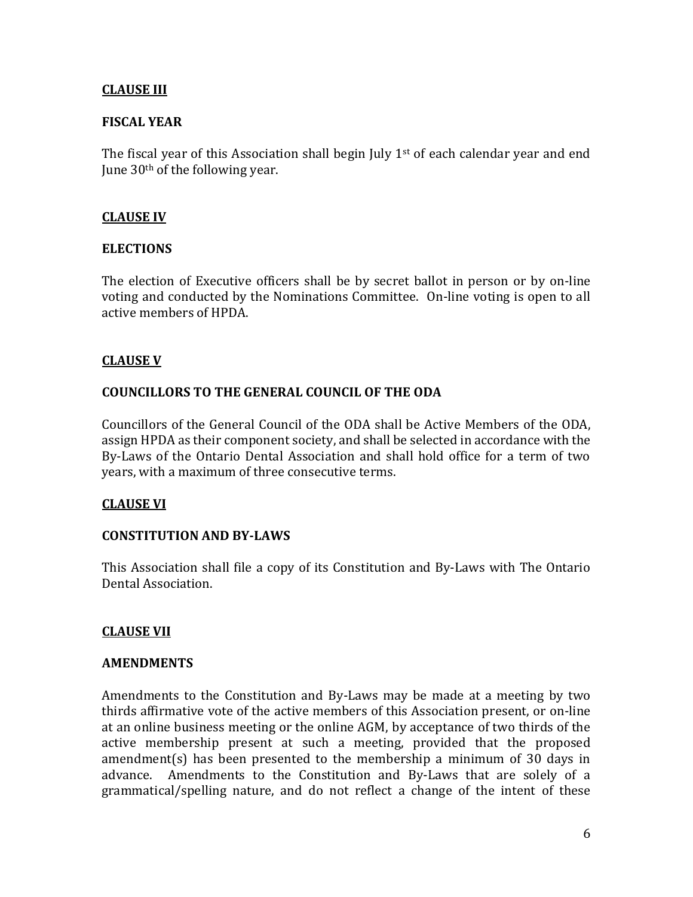**CLAUSE III**

**FISCAL YEAR**

The fiscal year of this Association shall begin July 1st of each calendar year and end June 30th of the following year.

**CLAUSE IV**

**ELECTIONS**

The election of Executive officers shall be by secret ballot in person or by on-line voting and conducted by the Nominations Committee. On-line voting is open to all active members of HPDA.

**CLAUSE V**

**COUNCILLORS TO THE GENERAL COUNCIL OF THE ODA**

Councillors of the General Council of the ODA shall be Active Members of the ODA, assign HPDA as their component society, and shall be selected in accordance with the By-Laws of the Ontario Dental Association and shall hold office for a term of two years, with a maximum of three consecutive terms.

**CLAUSE VI**

**CONSTITUTION AND BY-LAWS**

This Association shall file a copy of its Constitution and By-Laws with The Ontario Dental Association.

**CLAUSE VII**

**AMENDMENTS**

Amendments to the Constitution and By-Laws may be made at a meeting by two thirds affirmative vote of the active members of this Association present, or on-line at an online business meeting or the online AGM, by acceptance of two thirds of the active membership present at such a meeting, provided that the proposed amendment(s) has been presented to the membership a minimum of 30 days in advance. Amendments to the Constitution and By-Laws that are solely of a grammatical/spelling nature, and do not reflect a change of the intent of these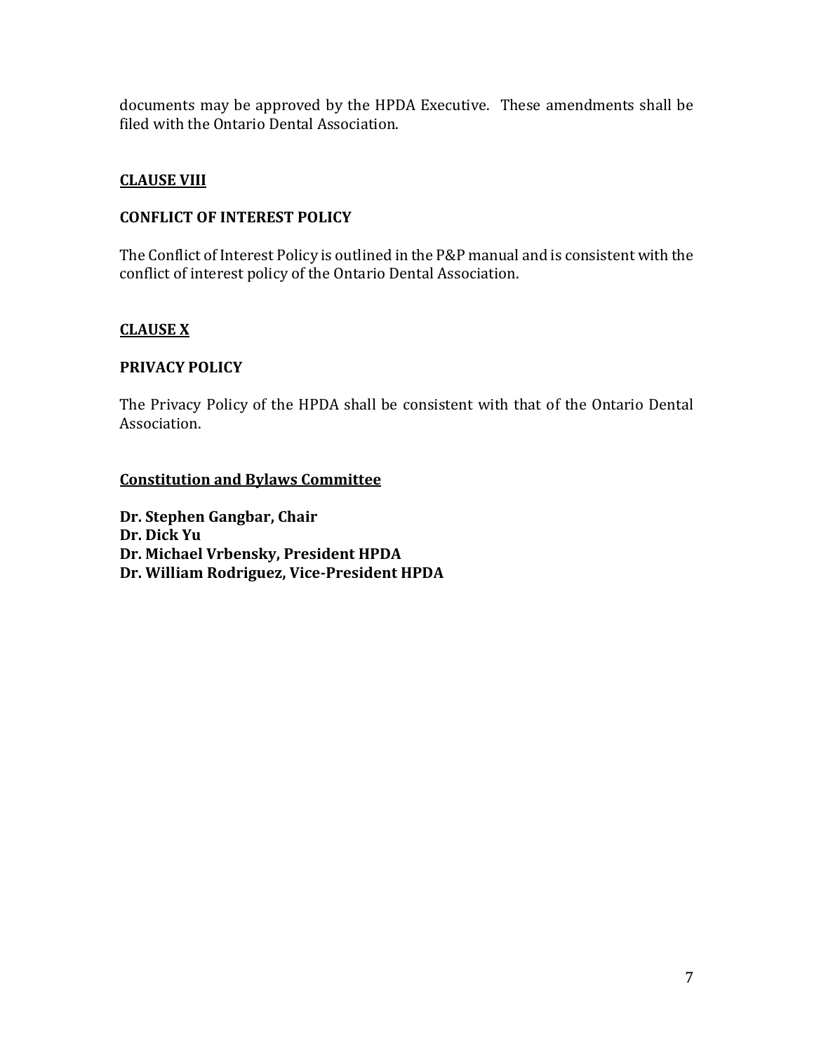documents may be approved by the HPDA Executive. These amendments shall be filed with the Ontario Dental Association.

## CLAUSE VIII

### CONFLICT OF INTEREST POLICY

The Conflict of Interest Policy is outlined in the P&P manual and is consistent with the conflict of interest policy of the Ontario Dental Association.

## CLAUSE X

### PRIVACY POLICY

The Privacy Policy of the HPDA shall be consistent with that of the Ontario Dental Association.

**Constitution and Bylaws Committee**

**Dr. Stephen Gangbar, Chair**
**Dr. Dick Yu**
**Dr. Michael Vrbensky, President HPDA**
**Dr. William Rodriguez, Vice-President HPDA**